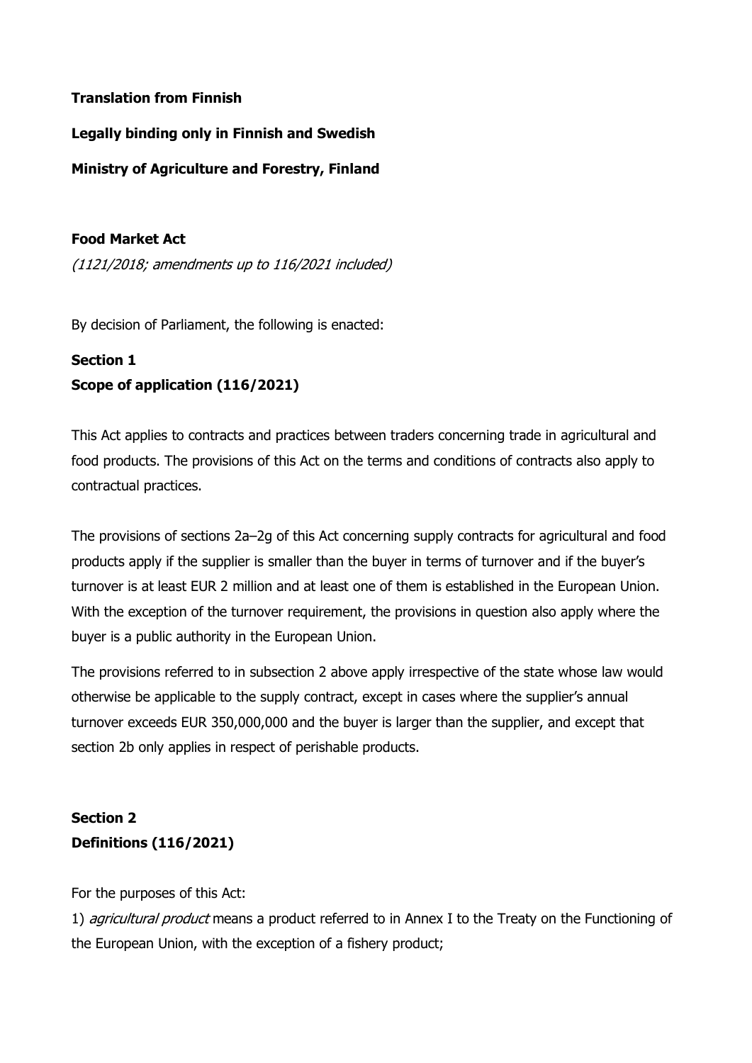**Translation from Finnish**

**Legally binding only in Finnish and Swedish**

**Ministry of Agriculture and Forestry, Finland**

# Food Market Act

*(1121/2018; amendments up to 116/2021 included)*

By decision of Parliament, the following is enacted:

## Section 1
## Scope of application (116/2021)

This Act applies to contracts and practices between traders concerning trade in agricultural and food products. The provisions of this Act on the terms and conditions of contracts also apply to contractual practices.

The provisions of sections 2a–2g of this Act concerning supply contracts for agricultural and food products apply if the supplier is smaller than the buyer in terms of turnover and if the buyer's turnover is at least EUR 2 million and at least one of them is established in the European Union. With the exception of the turnover requirement, the provisions in question also apply where the buyer is a public authority in the European Union.

The provisions referred to in subsection 2 above apply irrespective of the state whose law would otherwise be applicable to the supply contract, except in cases where the supplier's annual turnover exceeds EUR 350,000,000 and the buyer is larger than the supplier, and except that section 2b only applies in respect of perishable products.

## Section 2
## Definitions (116/2021)

For the purposes of this Act:

1) *agricultural product* means a product referred to in Annex I to the Treaty on the Functioning of the European Union, with the exception of a fishery product;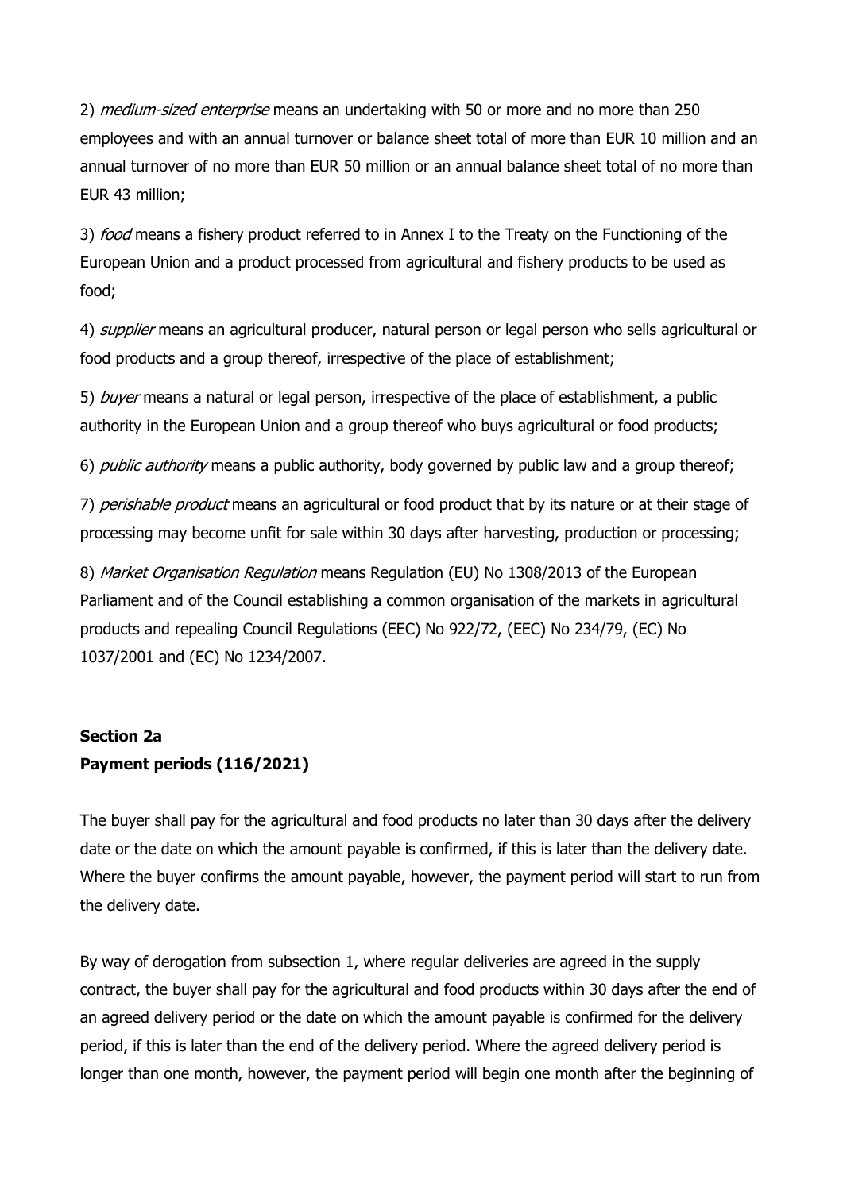2) *medium-sized enterprise* means an undertaking with 50 or more and no more than 250 employees and with an annual turnover or balance sheet total of more than EUR 10 million and an annual turnover of no more than EUR 50 million or an annual balance sheet total of no more than EUR 43 million;

3) *food* means a fishery product referred to in Annex I to the Treaty on the Functioning of the European Union and a product processed from agricultural and fishery products to be used as food;

4) *supplier* means an agricultural producer, natural person or legal person who sells agricultural or food products and a group thereof, irrespective of the place of establishment;

5) *buyer* means a natural or legal person, irrespective of the place of establishment, a public authority in the European Union and a group thereof who buys agricultural or food products;

6) *public authority* means a public authority, body governed by public law and a group thereof;

7) *perishable product* means an agricultural or food product that by its nature or at their stage of processing may become unfit for sale within 30 days after harvesting, production or processing;

8) *Market Organisation Regulation* means Regulation (EU) No 1308/2013 of the European Parliament and of the Council establishing a common organisation of the markets in agricultural products and repealing Council Regulations (EEC) No 922/72, (EEC) No 234/79, (EC) No 1037/2001 and (EC) No 1234/2007.

**Section 2a**
**Payment periods (116/2021)**

The buyer shall pay for the agricultural and food products no later than 30 days after the delivery date or the date on which the amount payable is confirmed, if this is later than the delivery date. Where the buyer confirms the amount payable, however, the payment period will start to run from the delivery date.

By way of derogation from subsection 1, where regular deliveries are agreed in the supply contract, the buyer shall pay for the agricultural and food products within 30 days after the end of an agreed delivery period or the date on which the amount payable is confirmed for the delivery period, if this is later than the end of the delivery period. Where the agreed delivery period is longer than one month, however, the payment period will begin one month after the beginning of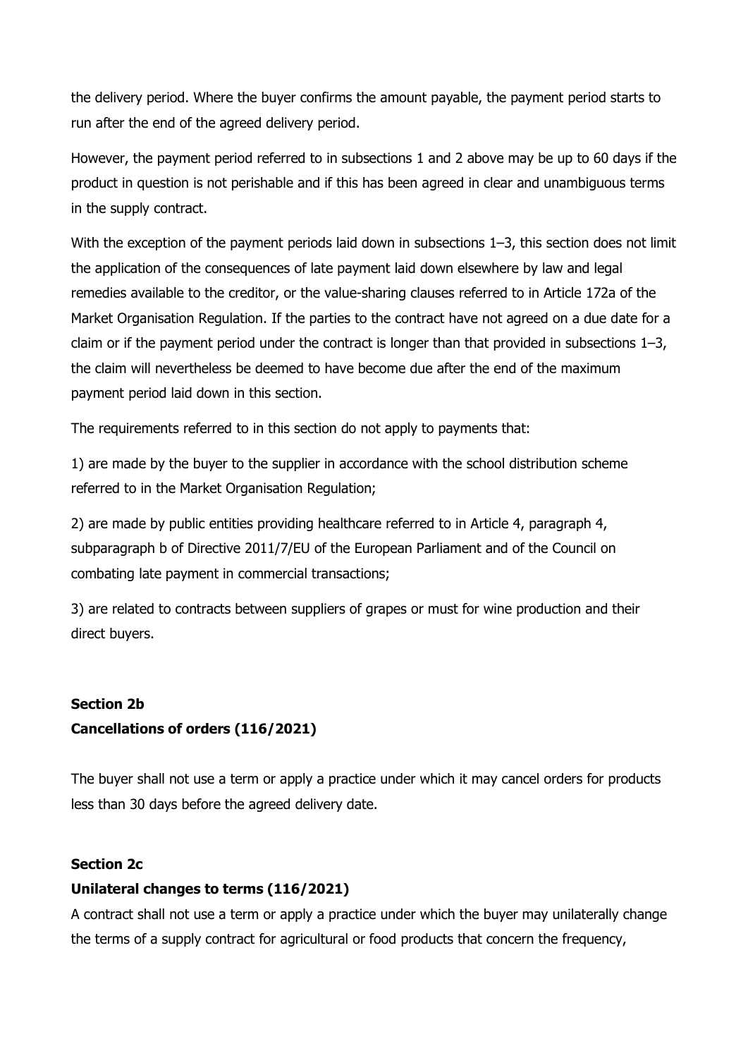the delivery period. Where the buyer confirms the amount payable, the payment period starts to run after the end of the agreed delivery period.

However, the payment period referred to in subsections 1 and 2 above may be up to 60 days if the product in question is not perishable and if this has been agreed in clear and unambiguous terms in the supply contract.

With the exception of the payment periods laid down in subsections 1–3, this section does not limit the application of the consequences of late payment laid down elsewhere by law and legal remedies available to the creditor, or the value-sharing clauses referred to in Article 172a of the Market Organisation Regulation. If the parties to the contract have not agreed on a due date for a claim or if the payment period under the contract is longer than that provided in subsections 1–3, the claim will nevertheless be deemed to have become due after the end of the maximum payment period laid down in this section.

The requirements referred to in this section do not apply to payments that:

1) are made by the buyer to the supplier in accordance with the school distribution scheme referred to in the Market Organisation Regulation;

2) are made by public entities providing healthcare referred to in Article 4, paragraph 4, subparagraph b of Directive 2011/7/EU of the European Parliament and of the Council on combating late payment in commercial transactions;

3) are related to contracts between suppliers of grapes or must for wine production and their direct buyers.

**Section 2b**
**Cancellations of orders (116/2021)**

The buyer shall not use a term or apply a practice under which it may cancel orders for products less than 30 days before the agreed delivery date.

**Section 2c**
**Unilateral changes to terms (116/2021)**

A contract shall not use a term or apply a practice under which the buyer may unilaterally change the terms of a supply contract for agricultural or food products that concern the frequency,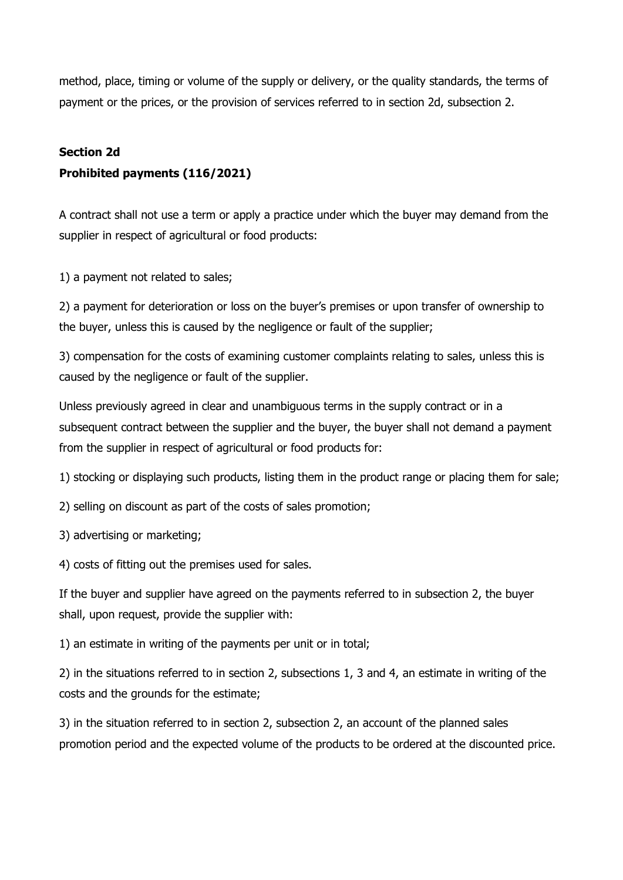method, place, timing or volume of the supply or delivery, or the quality standards, the terms of payment or the prices, or the provision of services referred to in section 2d, subsection 2.

**Section 2d**
**Prohibited payments (116/2021)**

A contract shall not use a term or apply a practice under which the buyer may demand from the supplier in respect of agricultural or food products:

1) a payment not related to sales;

2) a payment for deterioration or loss on the buyer's premises or upon transfer of ownership to the buyer, unless this is caused by the negligence or fault of the supplier;

3) compensation for the costs of examining customer complaints relating to sales, unless this is caused by the negligence or fault of the supplier.

Unless previously agreed in clear and unambiguous terms in the supply contract or in a subsequent contract between the supplier and the buyer, the buyer shall not demand a payment from the supplier in respect of agricultural or food products for:

1) stocking or displaying such products, listing them in the product range or placing them for sale;

2) selling on discount as part of the costs of sales promotion;

3) advertising or marketing;

4) costs of fitting out the premises used for sales.

If the buyer and supplier have agreed on the payments referred to in subsection 2, the buyer shall, upon request, provide the supplier with:

1) an estimate in writing of the payments per unit or in total;

2) in the situations referred to in section 2, subsections 1, 3 and 4, an estimate in writing of the costs and the grounds for the estimate;

3) in the situation referred to in section 2, subsection 2, an account of the planned sales promotion period and the expected volume of the products to be ordered at the discounted price.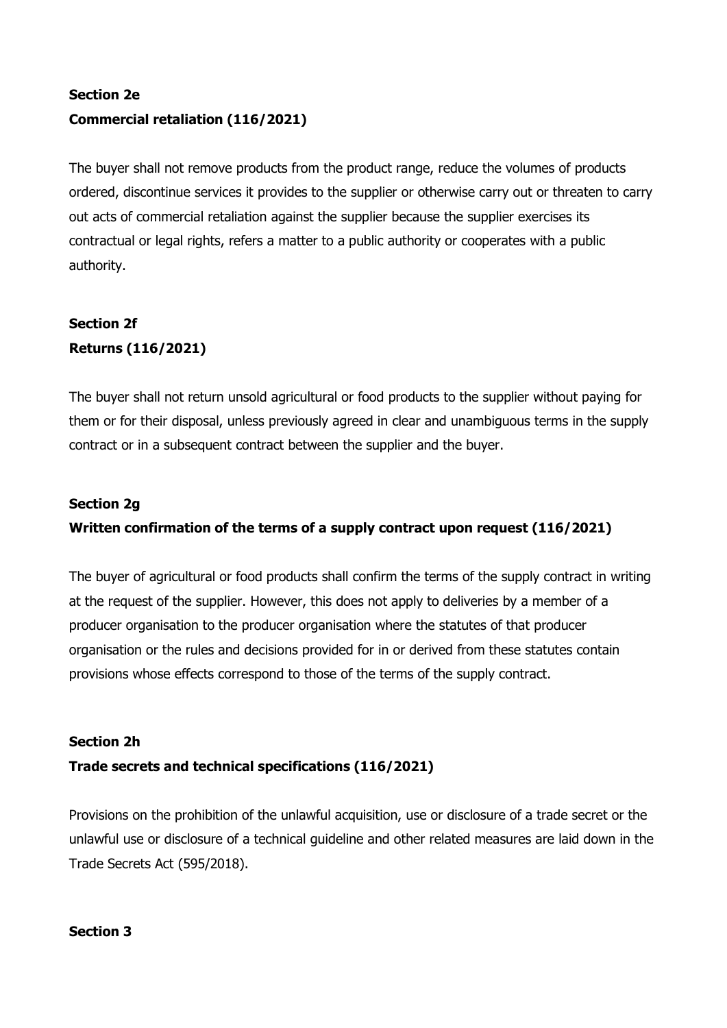**Section 2e**

**Commercial retaliation (116/2021)**

The buyer shall not remove products from the product range, reduce the volumes of products ordered, discontinue services it provides to the supplier or otherwise carry out or threaten to carry out acts of commercial retaliation against the supplier because the supplier exercises its contractual or legal rights, refers a matter to a public authority or cooperates with a public authority.

**Section 2f**

**Returns (116/2021)**

The buyer shall not return unsold agricultural or food products to the supplier without paying for them or for their disposal, unless previously agreed in clear and unambiguous terms in the supply contract or in a subsequent contract between the supplier and the buyer.

**Section 2g**

**Written confirmation of the terms of a supply contract upon request (116/2021)**

The buyer of agricultural or food products shall confirm the terms of the supply contract in writing at the request of the supplier. However, this does not apply to deliveries by a member of a producer organisation to the producer organisation where the statutes of that producer organisation or the rules and decisions provided for in or derived from these statutes contain provisions whose effects correspond to those of the terms of the supply contract.

**Section 2h**

**Trade secrets and technical specifications (116/2021)**

Provisions on the prohibition of the unlawful acquisition, use or disclosure of a trade secret or the unlawful use or disclosure of a technical guideline and other related measures are laid down in the Trade Secrets Act (595/2018).

**Section 3**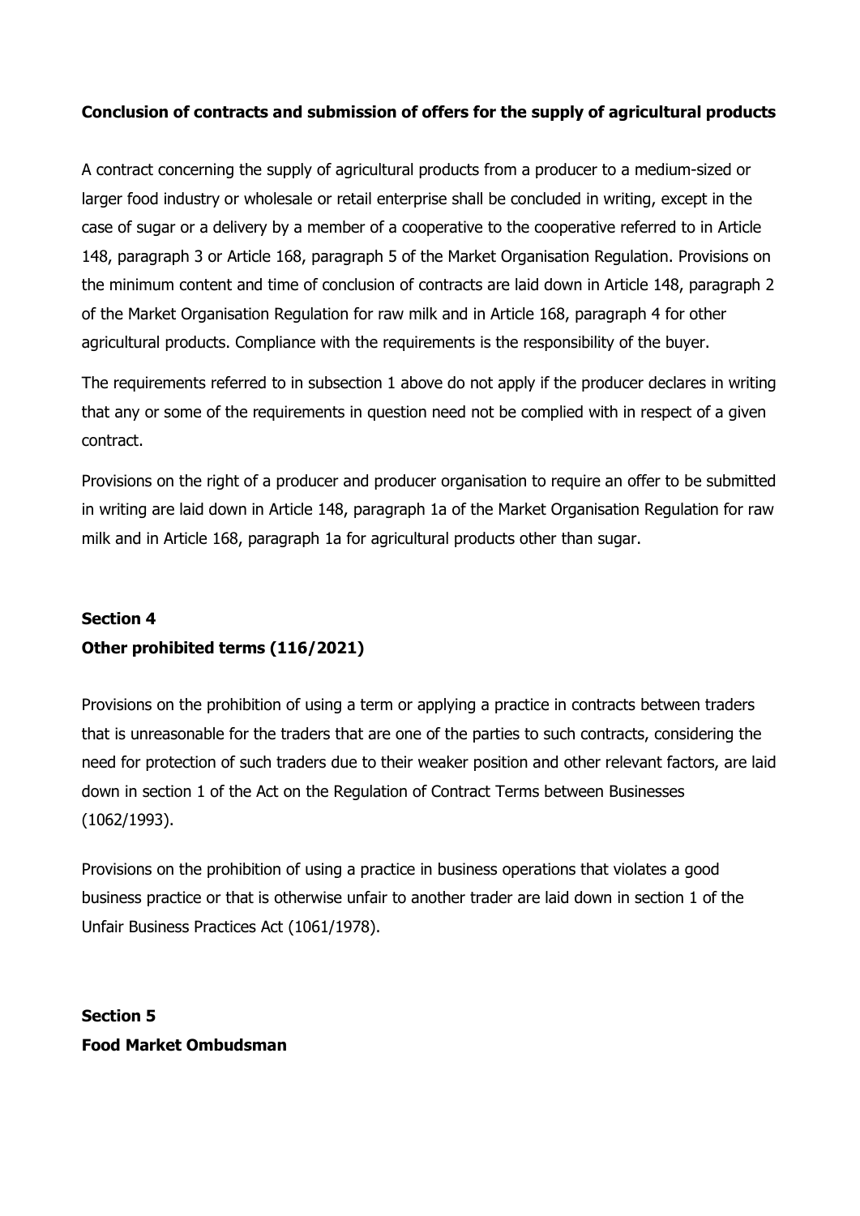**Conclusion of contracts and submission of offers for the supply of agricultural products**

A contract concerning the supply of agricultural products from a producer to a medium-sized or larger food industry or wholesale or retail enterprise shall be concluded in writing, except in the case of sugar or a delivery by a member of a cooperative to the cooperative referred to in Article 148, paragraph 3 or Article 168, paragraph 5 of the Market Organisation Regulation. Provisions on the minimum content and time of conclusion of contracts are laid down in Article 148, paragraph 2 of the Market Organisation Regulation for raw milk and in Article 168, paragraph 4 for other agricultural products. Compliance with the requirements is the responsibility of the buyer.

The requirements referred to in subsection 1 above do not apply if the producer declares in writing that any or some of the requirements in question need not be complied with in respect of a given contract.

Provisions on the right of a producer and producer organisation to require an offer to be submitted in writing are laid down in Article 148, paragraph 1a of the Market Organisation Regulation for raw milk and in Article 168, paragraph 1a for agricultural products other than sugar.

## Section 4
## Other prohibited terms (116/2021)

Provisions on the prohibition of using a term or applying a practice in contracts between traders that is unreasonable for the traders that are one of the parties to such contracts, considering the need for protection of such traders due to their weaker position and other relevant factors, are laid down in section 1 of the Act on the Regulation of Contract Terms between Businesses (1062/1993).

Provisions on the prohibition of using a practice in business operations that violates a good business practice or that is otherwise unfair to another trader are laid down in section 1 of the Unfair Business Practices Act (1061/1978).

## Section 5
## Food Market Ombudsman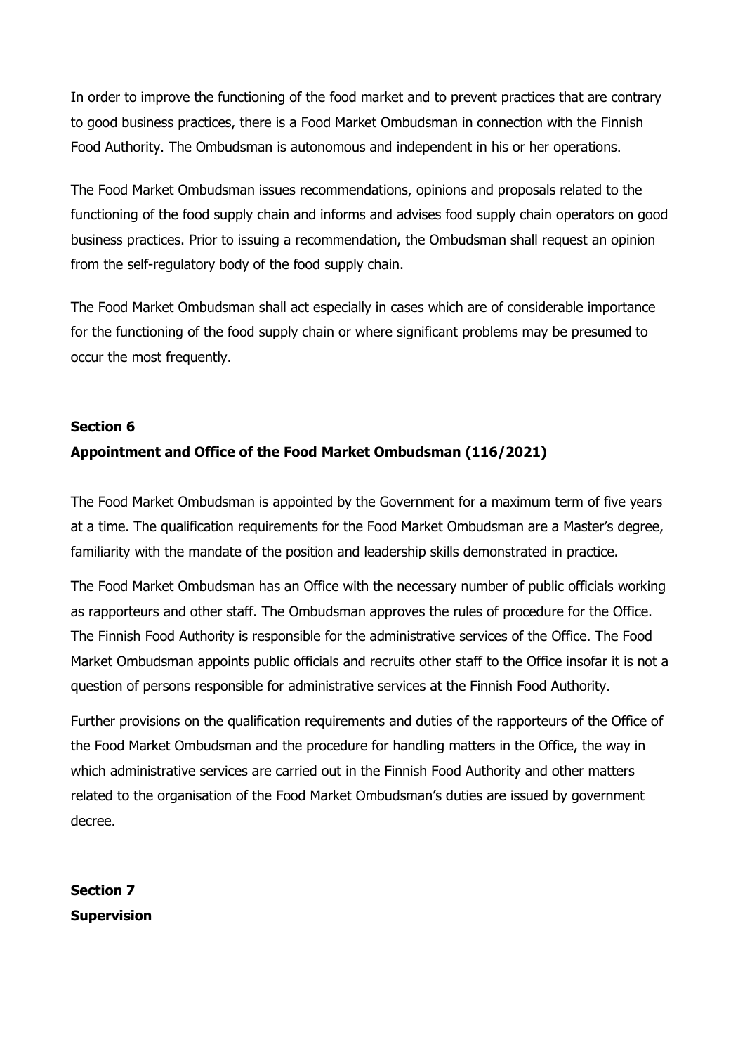In order to improve the functioning of the food market and to prevent practices that are contrary to good business practices, there is a Food Market Ombudsman in connection with the Finnish Food Authority. The Ombudsman is autonomous and independent in his or her operations.

The Food Market Ombudsman issues recommendations, opinions and proposals related to the functioning of the food supply chain and informs and advises food supply chain operators on good business practices. Prior to issuing a recommendation, the Ombudsman shall request an opinion from the self-regulatory body of the food supply chain.

The Food Market Ombudsman shall act especially in cases which are of considerable importance for the functioning of the food supply chain or where significant problems may be presumed to occur the most frequently.

**Section 6**
**Appointment and Office of the Food Market Ombudsman (116/2021)**

The Food Market Ombudsman is appointed by the Government for a maximum term of five years at a time. The qualification requirements for the Food Market Ombudsman are a Master's degree, familiarity with the mandate of the position and leadership skills demonstrated in practice.

The Food Market Ombudsman has an Office with the necessary number of public officials working as rapporteurs and other staff. The Ombudsman approves the rules of procedure for the Office. The Finnish Food Authority is responsible for the administrative services of the Office. The Food Market Ombudsman appoints public officials and recruits other staff to the Office insofar it is not a question of persons responsible for administrative services at the Finnish Food Authority.

Further provisions on the qualification requirements and duties of the rapporteurs of the Office of the Food Market Ombudsman and the procedure for handling matters in the Office, the way in which administrative services are carried out in the Finnish Food Authority and other matters related to the organisation of the Food Market Ombudsman's duties are issued by government decree.

**Section 7**
**Supervision**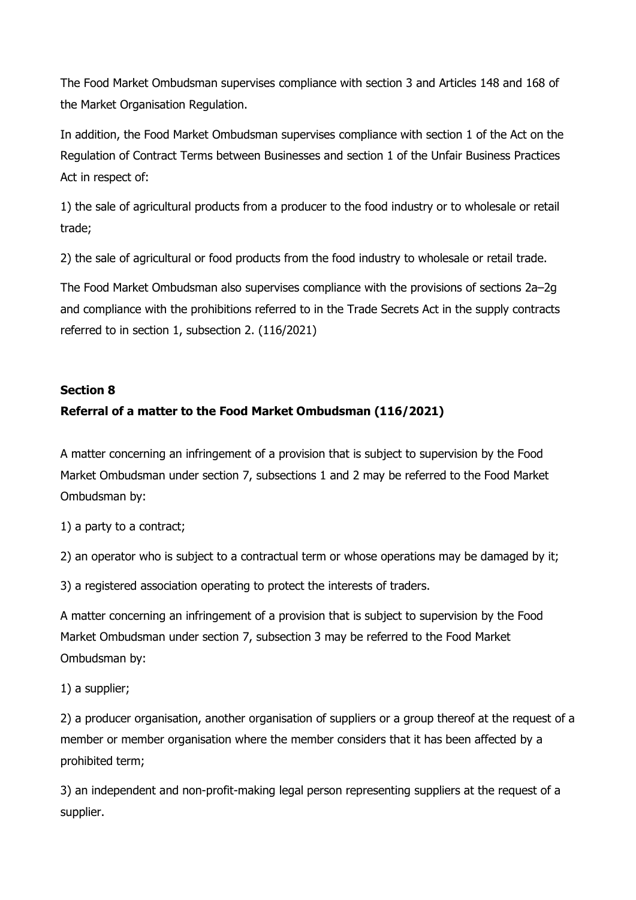The Food Market Ombudsman supervises compliance with section 3 and Articles 148 and 168 of the Market Organisation Regulation.

In addition, the Food Market Ombudsman supervises compliance with section 1 of the Act on the Regulation of Contract Terms between Businesses and section 1 of the Unfair Business Practices Act in respect of:

1) the sale of agricultural products from a producer to the food industry or to wholesale or retail trade;

2) the sale of agricultural or food products from the food industry to wholesale or retail trade.

The Food Market Ombudsman also supervises compliance with the provisions of sections 2a–2g and compliance with the prohibitions referred to in the Trade Secrets Act in the supply contracts referred to in section 1, subsection 2. (116/2021)

**Section 8**

**Referral of a matter to the Food Market Ombudsman (116/2021)**

A matter concerning an infringement of a provision that is subject to supervision by the Food Market Ombudsman under section 7, subsections 1 and 2 may be referred to the Food Market Ombudsman by:

1) a party to a contract;

2) an operator who is subject to a contractual term or whose operations may be damaged by it;

3) a registered association operating to protect the interests of traders.

A matter concerning an infringement of a provision that is subject to supervision by the Food Market Ombudsman under section 7, subsection 3 may be referred to the Food Market Ombudsman by:

1) a supplier;

2) a producer organisation, another organisation of suppliers or a group thereof at the request of a member or member organisation where the member considers that it has been affected by a prohibited term;

3) an independent and non-profit-making legal person representing suppliers at the request of a supplier.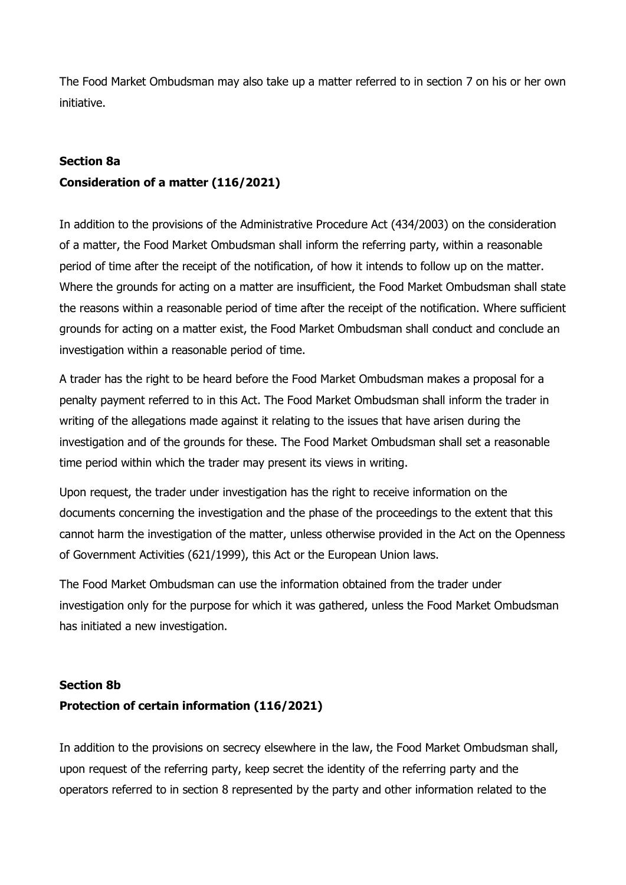The Food Market Ombudsman may also take up a matter referred to in section 7 on his or her own initiative.

### Section 8a
### Consideration of a matter (116/2021)

In addition to the provisions of the Administrative Procedure Act (434/2003) on the consideration of a matter, the Food Market Ombudsman shall inform the referring party, within a reasonable period of time after the receipt of the notification, of how it intends to follow up on the matter. Where the grounds for acting on a matter are insufficient, the Food Market Ombudsman shall state the reasons within a reasonable period of time after the receipt of the notification. Where sufficient grounds for acting on a matter exist, the Food Market Ombudsman shall conduct and conclude an investigation within a reasonable period of time.

A trader has the right to be heard before the Food Market Ombudsman makes a proposal for a penalty payment referred to in this Act. The Food Market Ombudsman shall inform the trader in writing of the allegations made against it relating to the issues that have arisen during the investigation and of the grounds for these. The Food Market Ombudsman shall set a reasonable time period within which the trader may present its views in writing.

Upon request, the trader under investigation has the right to receive information on the documents concerning the investigation and the phase of the proceedings to the extent that this cannot harm the investigation of the matter, unless otherwise provided in the Act on the Openness of Government Activities (621/1999), this Act or the European Union laws.

The Food Market Ombudsman can use the information obtained from the trader under investigation only for the purpose for which it was gathered, unless the Food Market Ombudsman has initiated a new investigation.

### Section 8b
### Protection of certain information (116/2021)

In addition to the provisions on secrecy elsewhere in the law, the Food Market Ombudsman shall, upon request of the referring party, keep secret the identity of the referring party and the operators referred to in section 8 represented by the party and other information related to the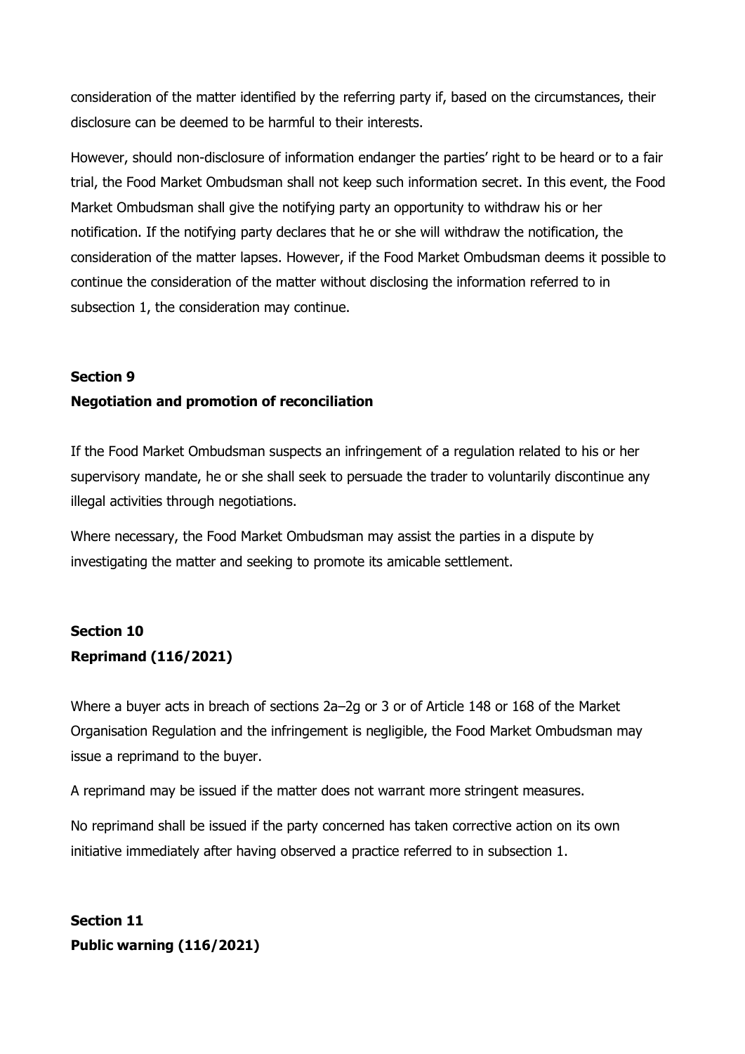consideration of the matter identified by the referring party if, based on the circumstances, their disclosure can be deemed to be harmful to their interests.

However, should non-disclosure of information endanger the parties' right to be heard or to a fair trial, the Food Market Ombudsman shall not keep such information secret. In this event, the Food Market Ombudsman shall give the notifying party an opportunity to withdraw his or her notification. If the notifying party declares that he or she will withdraw the notification, the consideration of the matter lapses. However, if the Food Market Ombudsman deems it possible to continue the consideration of the matter without disclosing the information referred to in subsection 1, the consideration may continue.

**Section 9**
**Negotiation and promotion of reconciliation**

If the Food Market Ombudsman suspects an infringement of a regulation related to his or her supervisory mandate, he or she shall seek to persuade the trader to voluntarily discontinue any illegal activities through negotiations.

Where necessary, the Food Market Ombudsman may assist the parties in a dispute by investigating the matter and seeking to promote its amicable settlement.

**Section 10**
**Reprimand (116/2021)**

Where a buyer acts in breach of sections 2a–2g or 3 or of Article 148 or 168 of the Market Organisation Regulation and the infringement is negligible, the Food Market Ombudsman may issue a reprimand to the buyer.

A reprimand may be issued if the matter does not warrant more stringent measures.

No reprimand shall be issued if the party concerned has taken corrective action on its own initiative immediately after having observed a practice referred to in subsection 1.

**Section 11**
**Public warning (116/2021)**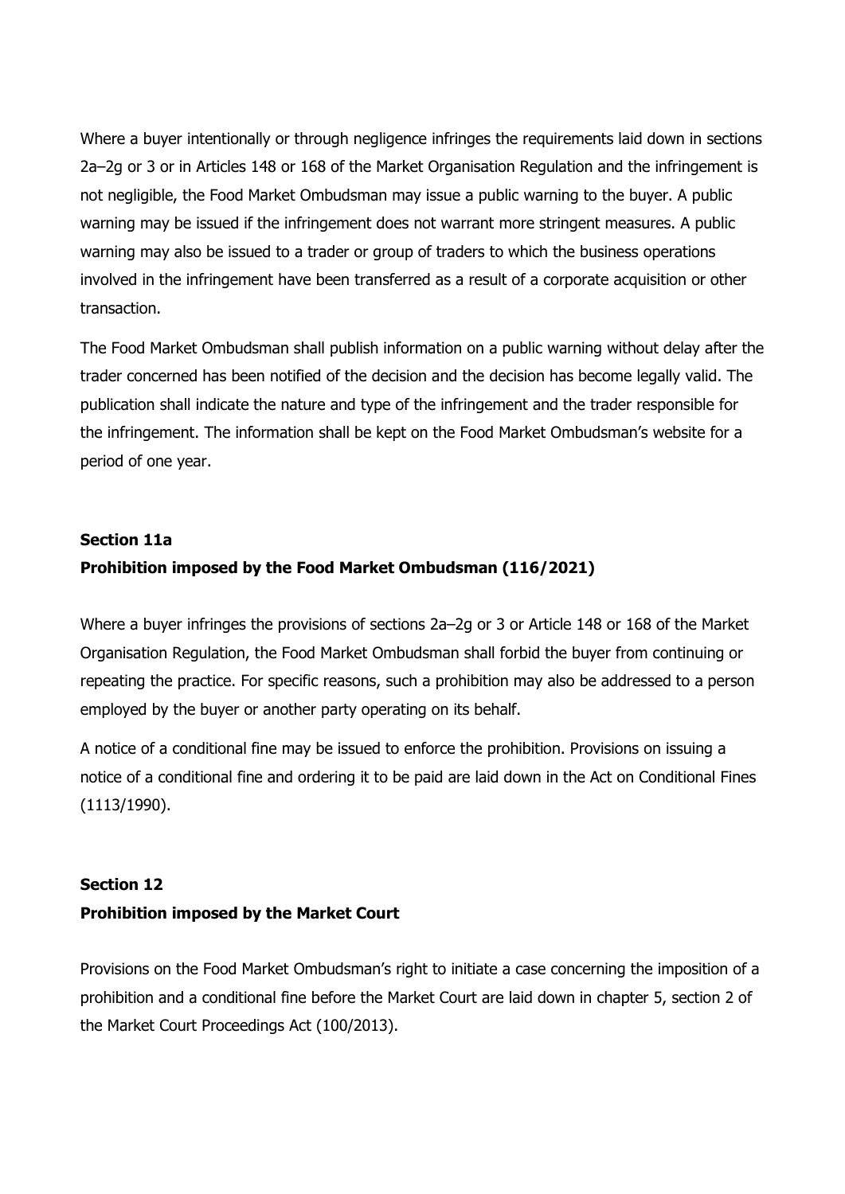Where a buyer intentionally or through negligence infringes the requirements laid down in sections 2a–2g or 3 or in Articles 148 or 168 of the Market Organisation Regulation and the infringement is not negligible, the Food Market Ombudsman may issue a public warning to the buyer. A public warning may be issued if the infringement does not warrant more stringent measures. A public warning may also be issued to a trader or group of traders to which the business operations involved in the infringement have been transferred as a result of a corporate acquisition or other transaction.

The Food Market Ombudsman shall publish information on a public warning without delay after the trader concerned has been notified of the decision and the decision has become legally valid. The publication shall indicate the nature and type of the infringement and the trader responsible for the infringement. The information shall be kept on the Food Market Ombudsman's website for a period of one year.

### Section 11a
### Prohibition imposed by the Food Market Ombudsman (116/2021)

Where a buyer infringes the provisions of sections 2a–2g or 3 or Article 148 or 168 of the Market Organisation Regulation, the Food Market Ombudsman shall forbid the buyer from continuing or repeating the practice. For specific reasons, such a prohibition may also be addressed to a person employed by the buyer or another party operating on its behalf.

A notice of a conditional fine may be issued to enforce the prohibition. Provisions on issuing a notice of a conditional fine and ordering it to be paid are laid down in the Act on Conditional Fines (1113/1990).

### Section 12
### Prohibition imposed by the Market Court

Provisions on the Food Market Ombudsman's right to initiate a case concerning the imposition of a prohibition and a conditional fine before the Market Court are laid down in chapter 5, section 2 of the Market Court Proceedings Act (100/2013).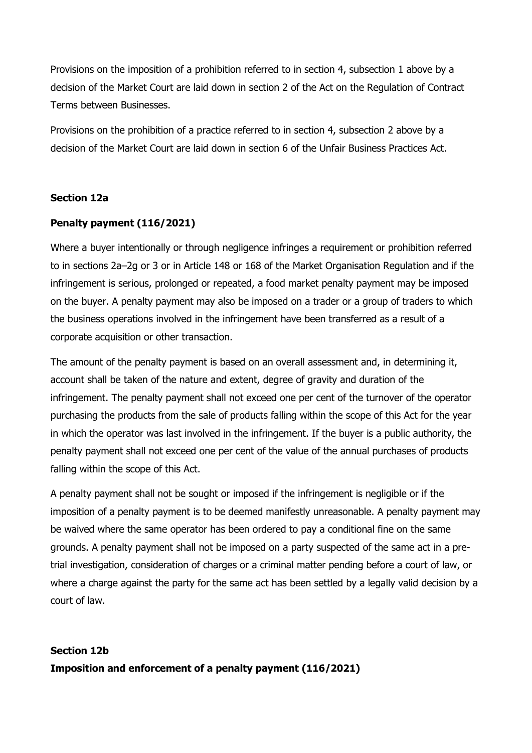Provisions on the imposition of a prohibition referred to in section 4, subsection 1 above by a decision of the Market Court are laid down in section 2 of the Act on the Regulation of Contract Terms between Businesses.

Provisions on the prohibition of a practice referred to in section 4, subsection 2 above by a decision of the Market Court are laid down in section 6 of the Unfair Business Practices Act.

### Section 12a

### Penalty payment (116/2021)

Where a buyer intentionally or through negligence infringes a requirement or prohibition referred to in sections 2a–2g or 3 or in Article 148 or 168 of the Market Organisation Regulation and if the infringement is serious, prolonged or repeated, a food market penalty payment may be imposed on the buyer. A penalty payment may also be imposed on a trader or a group of traders to which the business operations involved in the infringement have been transferred as a result of a corporate acquisition or other transaction.

The amount of the penalty payment is based on an overall assessment and, in determining it, account shall be taken of the nature and extent, degree of gravity and duration of the infringement. The penalty payment shall not exceed one per cent of the turnover of the operator purchasing the products from the sale of products falling within the scope of this Act for the year in which the operator was last involved in the infringement. If the buyer is a public authority, the penalty payment shall not exceed one per cent of the value of the annual purchases of products falling within the scope of this Act.

A penalty payment shall not be sought or imposed if the infringement is negligible or if the imposition of a penalty payment is to be deemed manifestly unreasonable. A penalty payment may be waived where the same operator has been ordered to pay a conditional fine on the same grounds. A penalty payment shall not be imposed on a party suspected of the same act in a pre-trial investigation, consideration of charges or a criminal matter pending before a court of law, or where a charge against the party for the same act has been settled by a legally valid decision by a court of law.

### Section 12b

### Imposition and enforcement of a penalty payment (116/2021)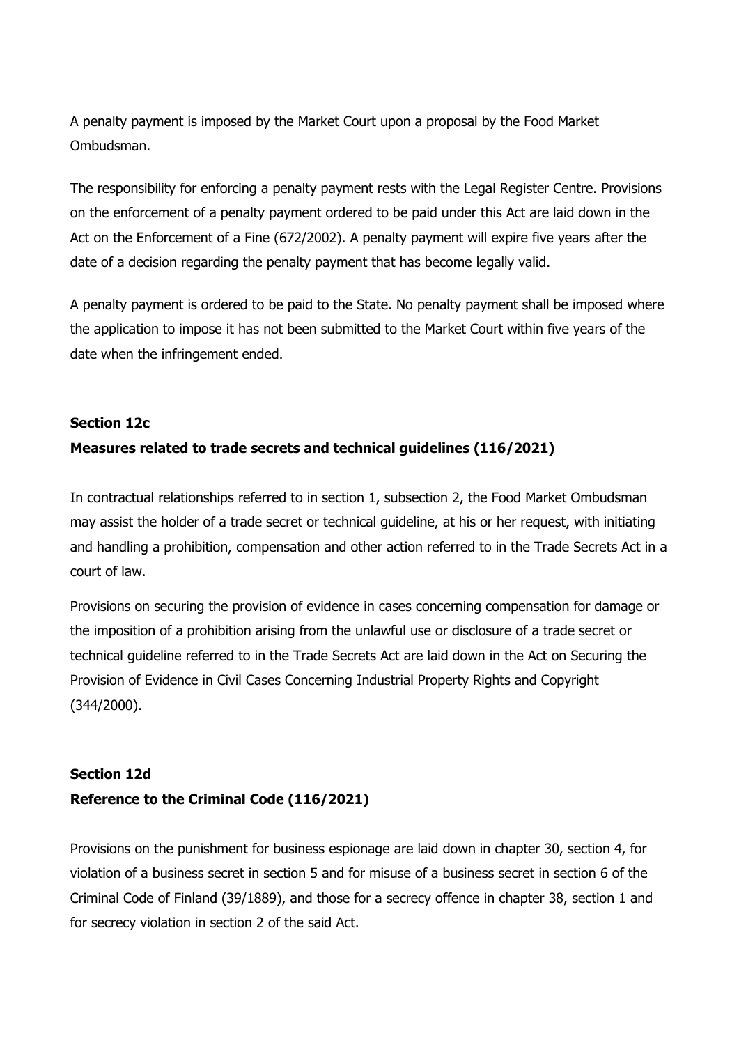A penalty payment is imposed by the Market Court upon a proposal by the Food Market Ombudsman.

The responsibility for enforcing a penalty payment rests with the Legal Register Centre. Provisions on the enforcement of a penalty payment ordered to be paid under this Act are laid down in the Act on the Enforcement of a Fine (672/2002). A penalty payment will expire five years after the date of a decision regarding the penalty payment that has become legally valid.

A penalty payment is ordered to be paid to the State. No penalty payment shall be imposed where the application to impose it has not been submitted to the Market Court within five years of the date when the infringement ended.

**Section 12c**

**Measures related to trade secrets and technical guidelines (116/2021)**

In contractual relationships referred to in section 1, subsection 2, the Food Market Ombudsman may assist the holder of a trade secret or technical guideline, at his or her request, with initiating and handling a prohibition, compensation and other action referred to in the Trade Secrets Act in a court of law.

Provisions on securing the provision of evidence in cases concerning compensation for damage or the imposition of a prohibition arising from the unlawful use or disclosure of a trade secret or technical guideline referred to in the Trade Secrets Act are laid down in the Act on Securing the Provision of Evidence in Civil Cases Concerning Industrial Property Rights and Copyright (344/2000).

**Section 12d**

**Reference to the Criminal Code (116/2021)**

Provisions on the punishment for business espionage are laid down in chapter 30, section 4, for violation of a business secret in section 5 and for misuse of a business secret in section 6 of the Criminal Code of Finland (39/1889), and those for a secrecy offence in chapter 38, section 1 and for secrecy violation in section 2 of the said Act.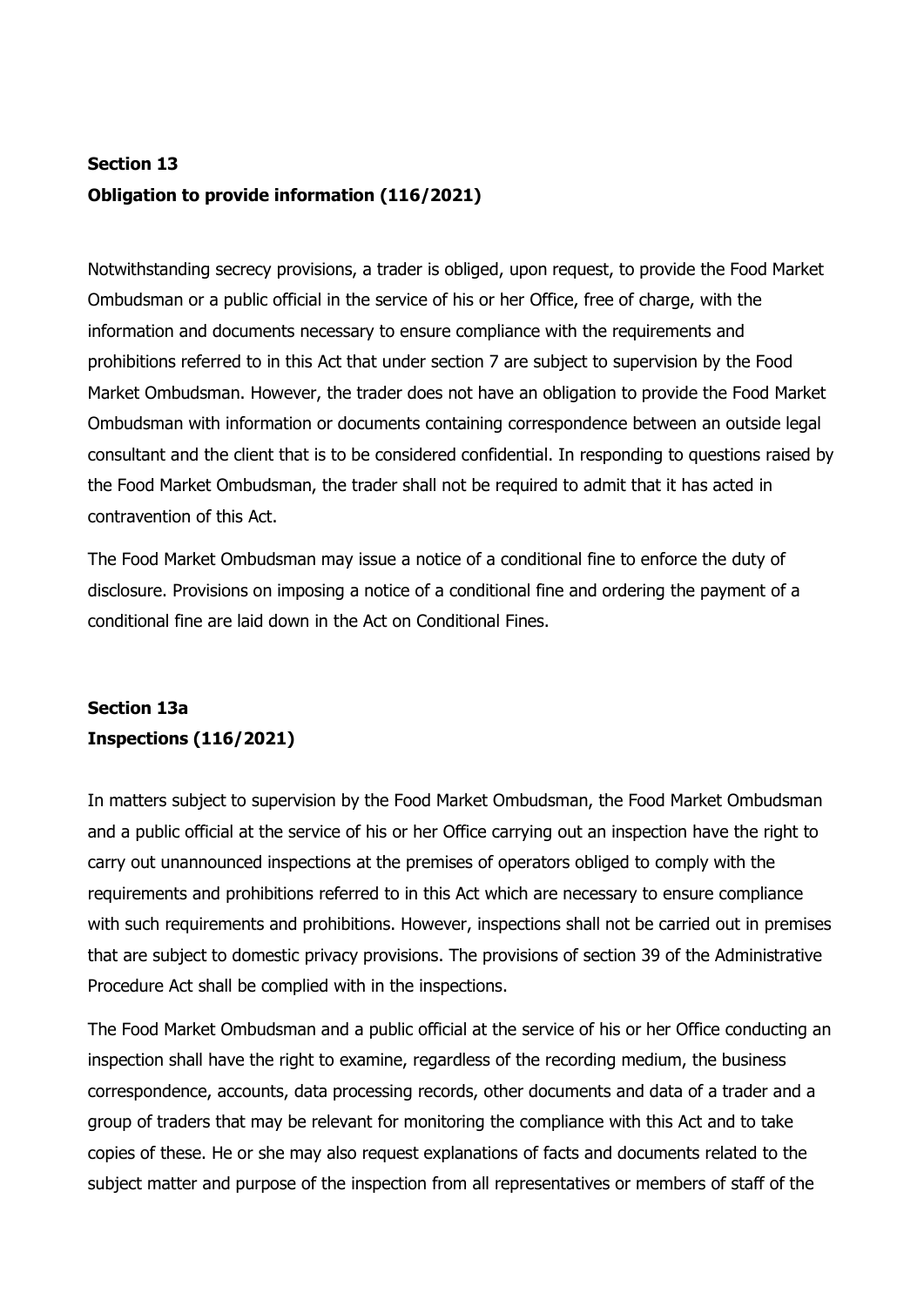### Section 13
### Obligation to provide information (116/2021)

Notwithstanding secrecy provisions, a trader is obliged, upon request, to provide the Food Market Ombudsman or a public official in the service of his or her Office, free of charge, with the information and documents necessary to ensure compliance with the requirements and prohibitions referred to in this Act that under section 7 are subject to supervision by the Food Market Ombudsman. However, the trader does not have an obligation to provide the Food Market Ombudsman with information or documents containing correspondence between an outside legal consultant and the client that is to be considered confidential. In responding to questions raised by the Food Market Ombudsman, the trader shall not be required to admit that it has acted in contravention of this Act.

The Food Market Ombudsman may issue a notice of a conditional fine to enforce the duty of disclosure. Provisions on imposing a notice of a conditional fine and ordering the payment of a conditional fine are laid down in the Act on Conditional Fines.

### Section 13a
### Inspections (116/2021)

In matters subject to supervision by the Food Market Ombudsman, the Food Market Ombudsman and a public official at the service of his or her Office carrying out an inspection have the right to carry out unannounced inspections at the premises of operators obliged to comply with the requirements and prohibitions referred to in this Act which are necessary to ensure compliance with such requirements and prohibitions. However, inspections shall not be carried out in premises that are subject to domestic privacy provisions. The provisions of section 39 of the Administrative Procedure Act shall be complied with in the inspections.

The Food Market Ombudsman and a public official at the service of his or her Office conducting an inspection shall have the right to examine, regardless of the recording medium, the business correspondence, accounts, data processing records, other documents and data of a trader and a group of traders that may be relevant for monitoring the compliance with this Act and to take copies of these. He or she may also request explanations of facts and documents related to the subject matter and purpose of the inspection from all representatives or members of staff of the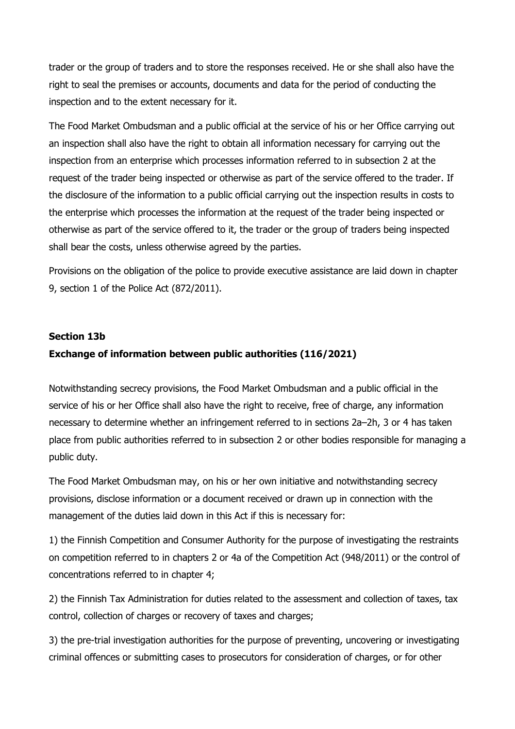trader or the group of traders and to store the responses received. He or she shall also have the right to seal the premises or accounts, documents and data for the period of conducting the inspection and to the extent necessary for it.

The Food Market Ombudsman and a public official at the service of his or her Office carrying out an inspection shall also have the right to obtain all information necessary for carrying out the inspection from an enterprise which processes information referred to in subsection 2 at the request of the trader being inspected or otherwise as part of the service offered to the trader. If the disclosure of the information to a public official carrying out the inspection results in costs to the enterprise which processes the information at the request of the trader being inspected or otherwise as part of the service offered to it, the trader or the group of traders being inspected shall bear the costs, unless otherwise agreed by the parties.

Provisions on the obligation of the police to provide executive assistance are laid down in chapter 9, section 1 of the Police Act (872/2011).

**Section 13b**
**Exchange of information between public authorities (116/2021)**

Notwithstanding secrecy provisions, the Food Market Ombudsman and a public official in the service of his or her Office shall also have the right to receive, free of charge, any information necessary to determine whether an infringement referred to in sections 2a–2h, 3 or 4 has taken place from public authorities referred to in subsection 2 or other bodies responsible for managing a public duty.

The Food Market Ombudsman may, on his or her own initiative and notwithstanding secrecy provisions, disclose information or a document received or drawn up in connection with the management of the duties laid down in this Act if this is necessary for:

1) the Finnish Competition and Consumer Authority for the purpose of investigating the restraints on competition referred to in chapters 2 or 4a of the Competition Act (948/2011) or the control of concentrations referred to in chapter 4;

2) the Finnish Tax Administration for duties related to the assessment and collection of taxes, tax control, collection of charges or recovery of taxes and charges;

3) the pre-trial investigation authorities for the purpose of preventing, uncovering or investigating criminal offences or submitting cases to prosecutors for consideration of charges, or for other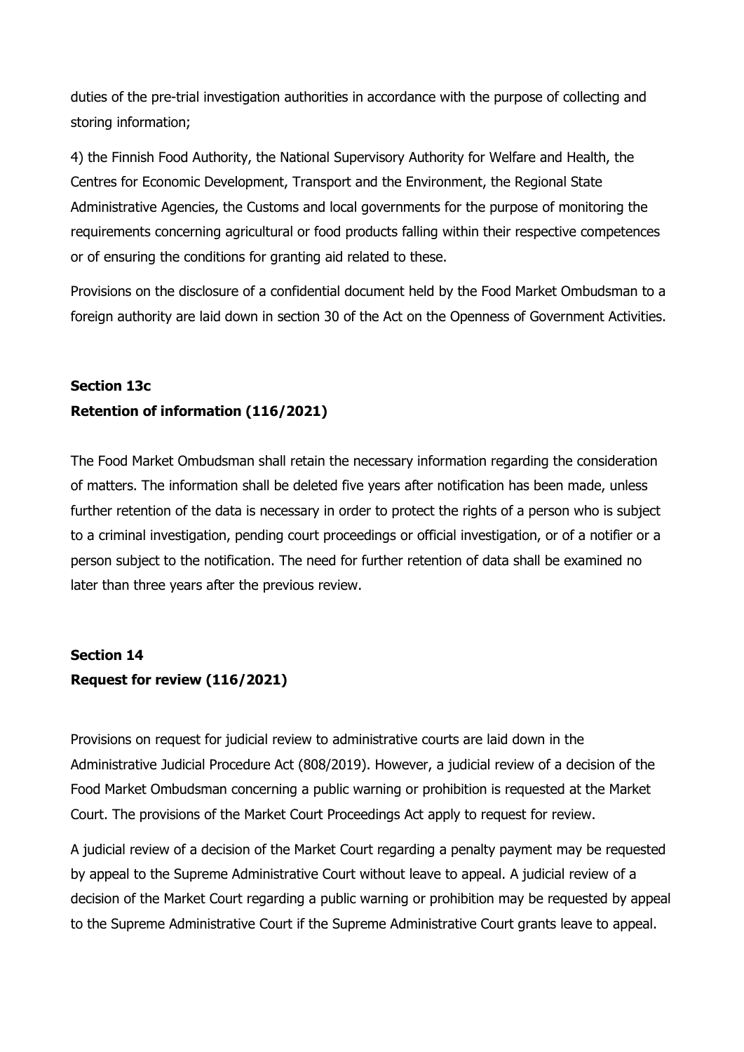duties of the pre-trial investigation authorities in accordance with the purpose of collecting and storing information;

4) the Finnish Food Authority, the National Supervisory Authority for Welfare and Health, the Centres for Economic Development, Transport and the Environment, the Regional State Administrative Agencies, the Customs and local governments for the purpose of monitoring the requirements concerning agricultural or food products falling within their respective competences or of ensuring the conditions for granting aid related to these.

Provisions on the disclosure of a confidential document held by the Food Market Ombudsman to a foreign authority are laid down in section 30 of the Act on the Openness of Government Activities.

### Section 13c
### Retention of information (116/2021)

The Food Market Ombudsman shall retain the necessary information regarding the consideration of matters. The information shall be deleted five years after notification has been made, unless further retention of the data is necessary in order to protect the rights of a person who is subject to a criminal investigation, pending court proceedings or official investigation, or of a notifier or a person subject to the notification. The need for further retention of data shall be examined no later than three years after the previous review.

### Section 14
### Request for review (116/2021)

Provisions on request for judicial review to administrative courts are laid down in the Administrative Judicial Procedure Act (808/2019). However, a judicial review of a decision of the Food Market Ombudsman concerning a public warning or prohibition is requested at the Market Court. The provisions of the Market Court Proceedings Act apply to request for review.

A judicial review of a decision of the Market Court regarding a penalty payment may be requested by appeal to the Supreme Administrative Court without leave to appeal. A judicial review of a decision of the Market Court regarding a public warning or prohibition may be requested by appeal to the Supreme Administrative Court if the Supreme Administrative Court grants leave to appeal.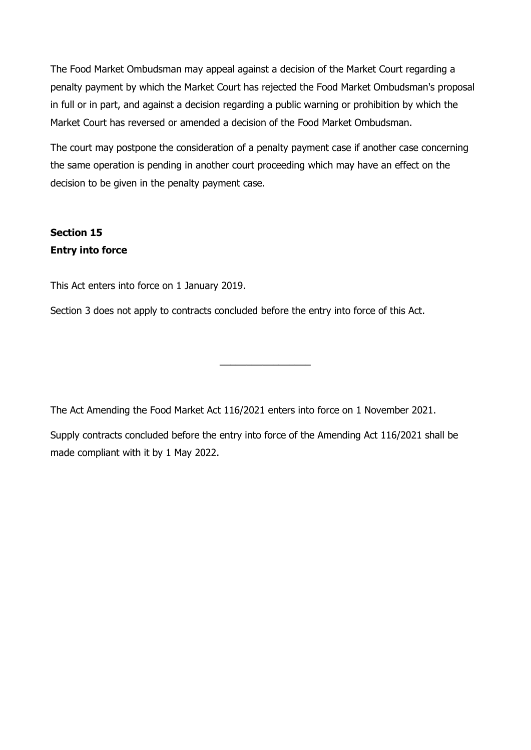The Food Market Ombudsman may appeal against a decision of the Market Court regarding a penalty payment by which the Market Court has rejected the Food Market Ombudsman's proposal in full or in part, and against a decision regarding a public warning or prohibition by which the Market Court has reversed or amended a decision of the Food Market Ombudsman.

The court may postpone the consideration of a penalty payment case if another case concerning the same operation is pending in another court proceeding which may have an effect on the decision to be given in the penalty payment case.

## Section 15
## Entry into force

This Act enters into force on 1 January 2019.

Section 3 does not apply to contracts concluded before the entry into force of this Act.

---

The Act Amending the Food Market Act 116/2021 enters into force on 1 November 2021.

Supply contracts concluded before the entry into force of the Amending Act 116/2021 shall be made compliant with it by 1 May 2022.